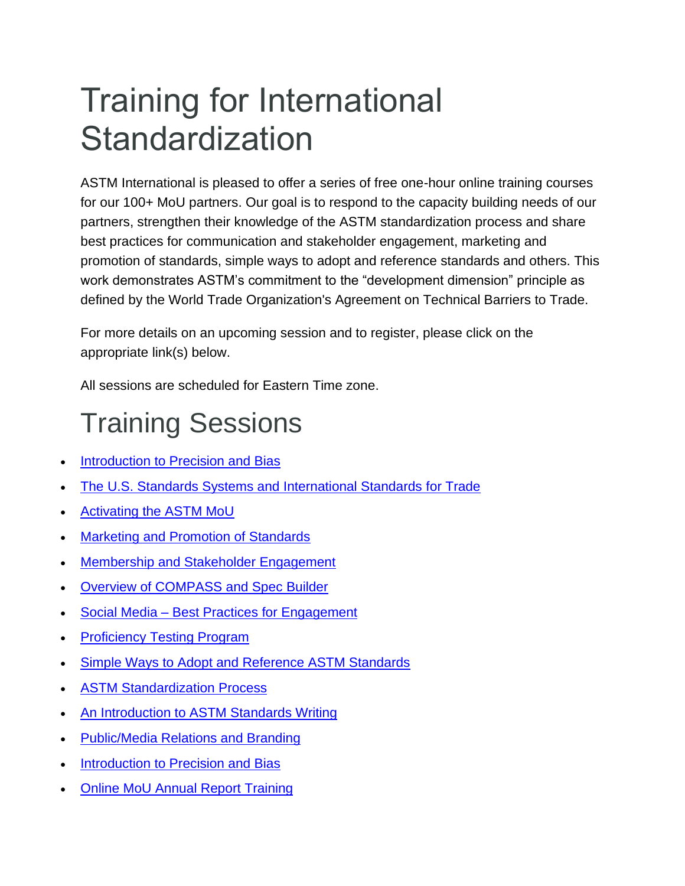# Training for International Standardization

ASTM International is pleased to offer a series of free one-hour online training courses for our 100+ MoU partners. Our goal is to respond to the capacity building needs of our partners, strengthen their knowledge of the ASTM standardization process and share best practices for communication and stakeholder engagement, marketing and promotion of standards, simple ways to adopt and reference standards and others. This work demonstrates ASTM's commitment to the "development dimension" principle as defined by the World Trade Organization's Agreement on Technical Barriers to Trade.

For more details on an upcoming session and to register, please click on the appropriate link(s) below.

All sessions are scheduled for Eastern Time zone.

## Training Sessions

- Introduction to Precision and Bias
- The U.S. Standards Systems and International Standards for Trade
- Activating the ASTM MoU
- Marketing and Promotion of Standards
- Membership and Stakeholder Engagement
- Overview of COMPASS and Spec Builder
- Social Media – Best Practices for Engagement
- Proficiency Testing Program
- Simple Ways to Adopt and Reference ASTM Standards
- ASTM Standardization Process
- An Introduction to ASTM Standards Writing
- Public/Media Relations and Branding
- Introduction to Precision and Bias
- Online MoU Annual Report Training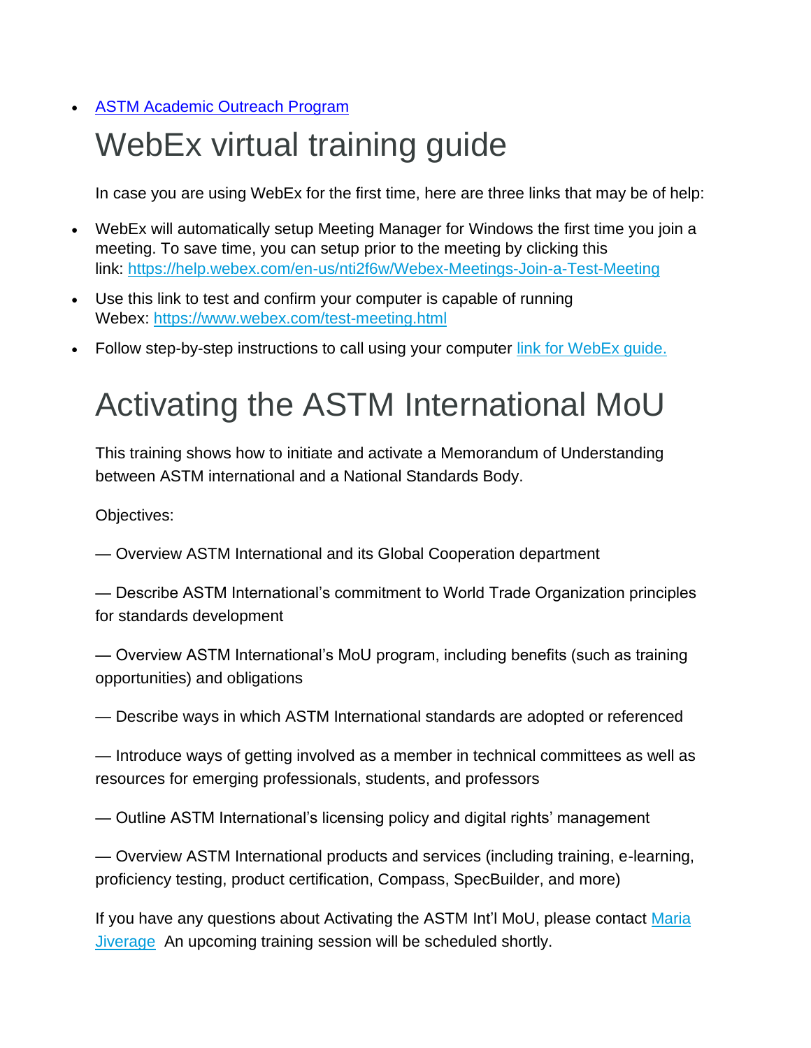- [ASTM Academic Outreach Program]()

# WebEx virtual training guide

In case you are using WebEx for the first time, here are three links that may be of help:

- WebEx will automatically setup Meeting Manager for Windows the first time you join a meeting. To save time, you can setup prior to the meeting by clicking this link: [https://help.webex.com/en-us/nti2f6w/Webex-Meetings-Join-a-Test-Meeting](https://help.webex.com/en-us/nti2f6w/Webex-Meetings-Join-a-Test-Meeting)
- Use this link to test and confirm your computer is capable of running Webex: [https://www.webex.com/test-meeting.html](https://www.webex.com/test-meeting.html)
- Follow step-by-step instructions to call using your computer [link for WebEx guide.]()

# Activating the ASTM International MoU

This training shows how to initiate and activate a Memorandum of Understanding between ASTM international and a National Standards Body.

Objectives:

— Overview ASTM International and its Global Cooperation department

— Describe ASTM International's commitment to World Trade Organization principles for standards development

— Overview ASTM International's MoU program, including benefits (such as training opportunities) and obligations

— Describe ways in which ASTM International standards are adopted or referenced

— Introduce ways of getting involved as a member in technical committees as well as resources for emerging professionals, students, and professors

— Outline ASTM International's licensing policy and digital rights' management

— Overview ASTM International products and services (including training, e-learning, proficiency testing, product certification, Compass, SpecBuilder, and more)

If you have any questions about Activating the ASTM Int'l MoU, please contact [Maria Jiverage]() An upcoming training session will be scheduled shortly.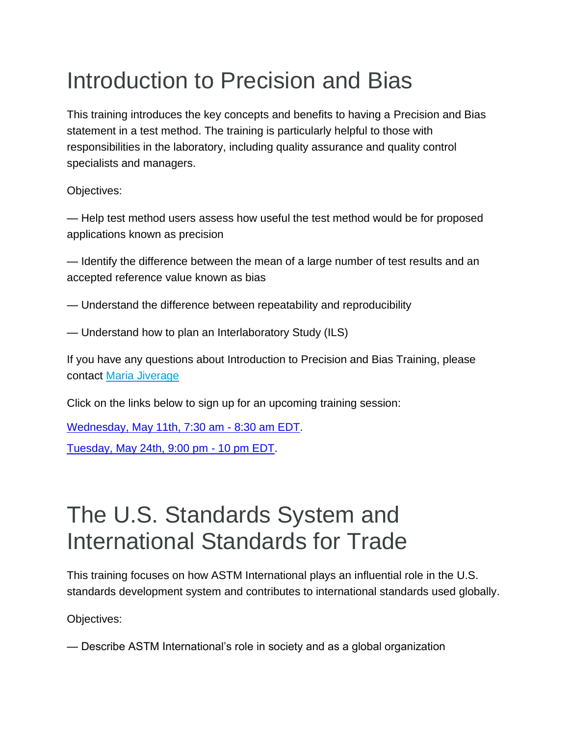# Introduction to Precision and Bias

This training introduces the key concepts and benefits to having a Precision and Bias statement in a test method. The training is particularly helpful to those with responsibilities in the laboratory, including quality assurance and quality control specialists and managers.

Objectives:

— Help test method users assess how useful the test method would be for proposed applications known as precision

— Identify the difference between the mean of a large number of test results and an accepted reference value known as bias

— Understand the difference between repeatability and reproducibility

— Understand how to plan an Interlaboratory Study (ILS)

If you have any questions about Introduction to Precision and Bias Training, please contact Maria Jiverage

Click on the links below to sign up for an upcoming training session:

Wednesday, May 11th, 7:30 am - 8:30 am EDT.

Tuesday, May 24th, 9:00 pm - 10 pm EDT.

# The U.S. Standards System and International Standards for Trade

This training focuses on how ASTM International plays an influential role in the U.S. standards development system and contributes to international standards used globally.

Objectives:

— Describe ASTM International's role in society and as a global organization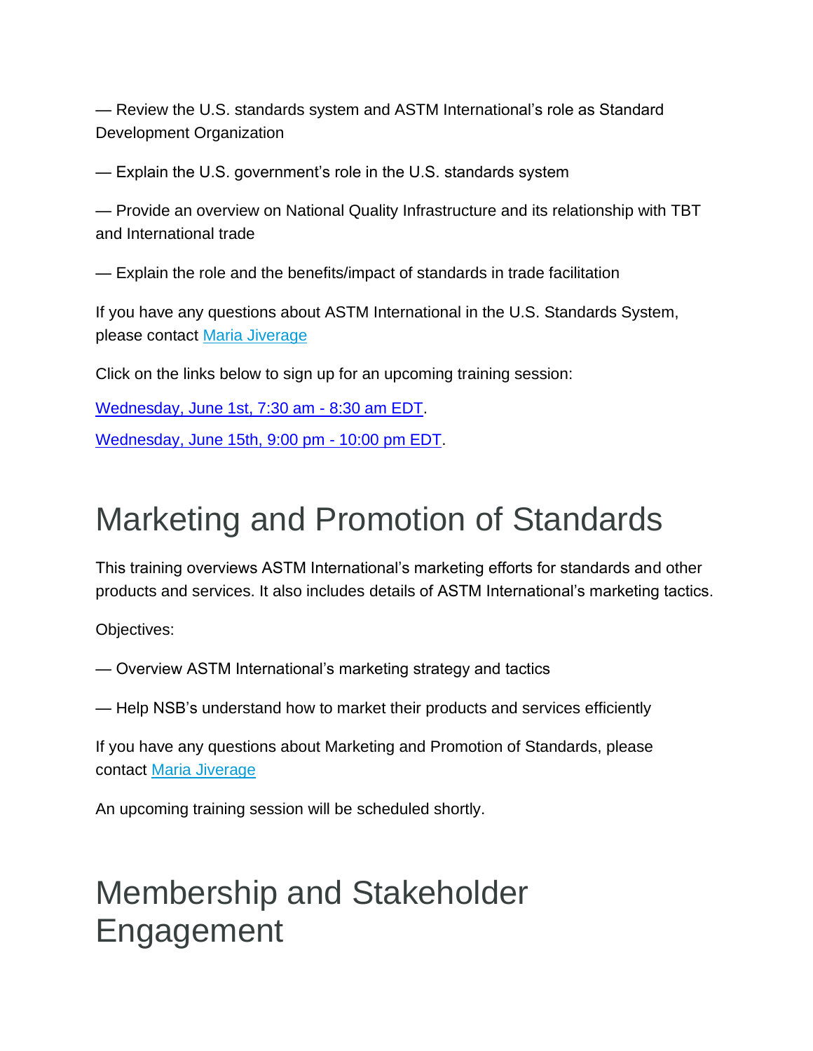— Review the U.S. standards system and ASTM International's role as Standard Development Organization

— Explain the U.S. government's role in the U.S. standards system

— Provide an overview on National Quality Infrastructure and its relationship with TBT and International trade

— Explain the role and the benefits/impact of standards in trade facilitation

If you have any questions about ASTM International in the U.S. Standards System, please contact Maria Jiverage

Click on the links below to sign up for an upcoming training session:

Wednesday, June 1st, 7:30 am - 8:30 am EDT.

Wednesday, June 15th, 9:00 pm - 10:00 pm EDT.

# Marketing and Promotion of Standards

This training overviews ASTM International's marketing efforts for standards and other products and services. It also includes details of ASTM International's marketing tactics.

Objectives:

— Overview ASTM International's marketing strategy and tactics

— Help NSB's understand how to market their products and services efficiently

If you have any questions about Marketing and Promotion of Standards, please contact Maria Jiverage

An upcoming training session will be scheduled shortly.

# Membership and Stakeholder Engagement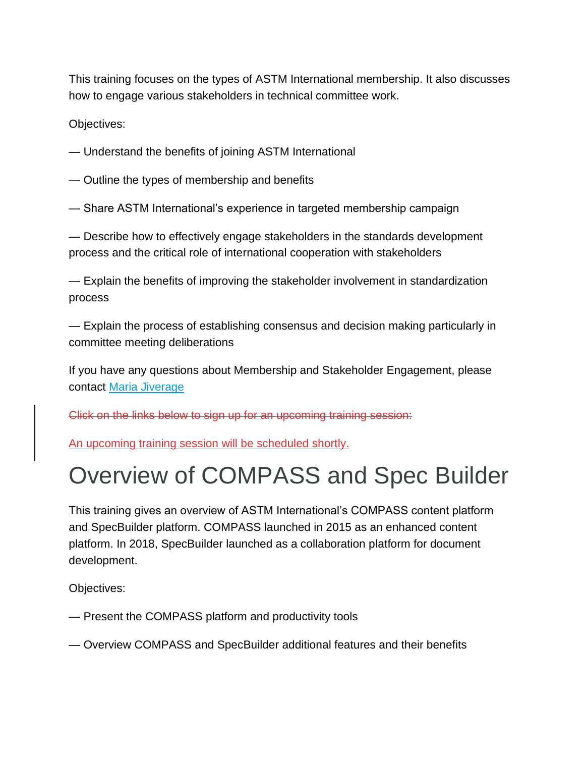This training focuses on the types of ASTM International membership. It also discusses how to engage various stakeholders in technical committee work.

Objectives:

— Understand the benefits of joining ASTM International

— Outline the types of membership and benefits

— Share ASTM International's experience in targeted membership campaign

— Describe how to effectively engage stakeholders in the standards development process and the critical role of international cooperation with stakeholders

— Explain the benefits of improving the stakeholder involvement in standardization process

— Explain the process of establishing consensus and decision making particularly in committee meeting deliberations

If you have any questions about Membership and Stakeholder Engagement, please contact Maria Jiverage

~~Click on the links below to sign up for an upcoming training session:~~

An upcoming training session will be scheduled shortly.

# Overview of COMPASS and Spec Builder

This training gives an overview of ASTM International's COMPASS content platform and SpecBuilder platform. COMPASS launched in 2015 as an enhanced content platform. In 2018, SpecBuilder launched as a collaboration platform for document development.

Objectives:

— Present the COMPASS platform and productivity tools

— Overview COMPASS and SpecBuilder additional features and their benefits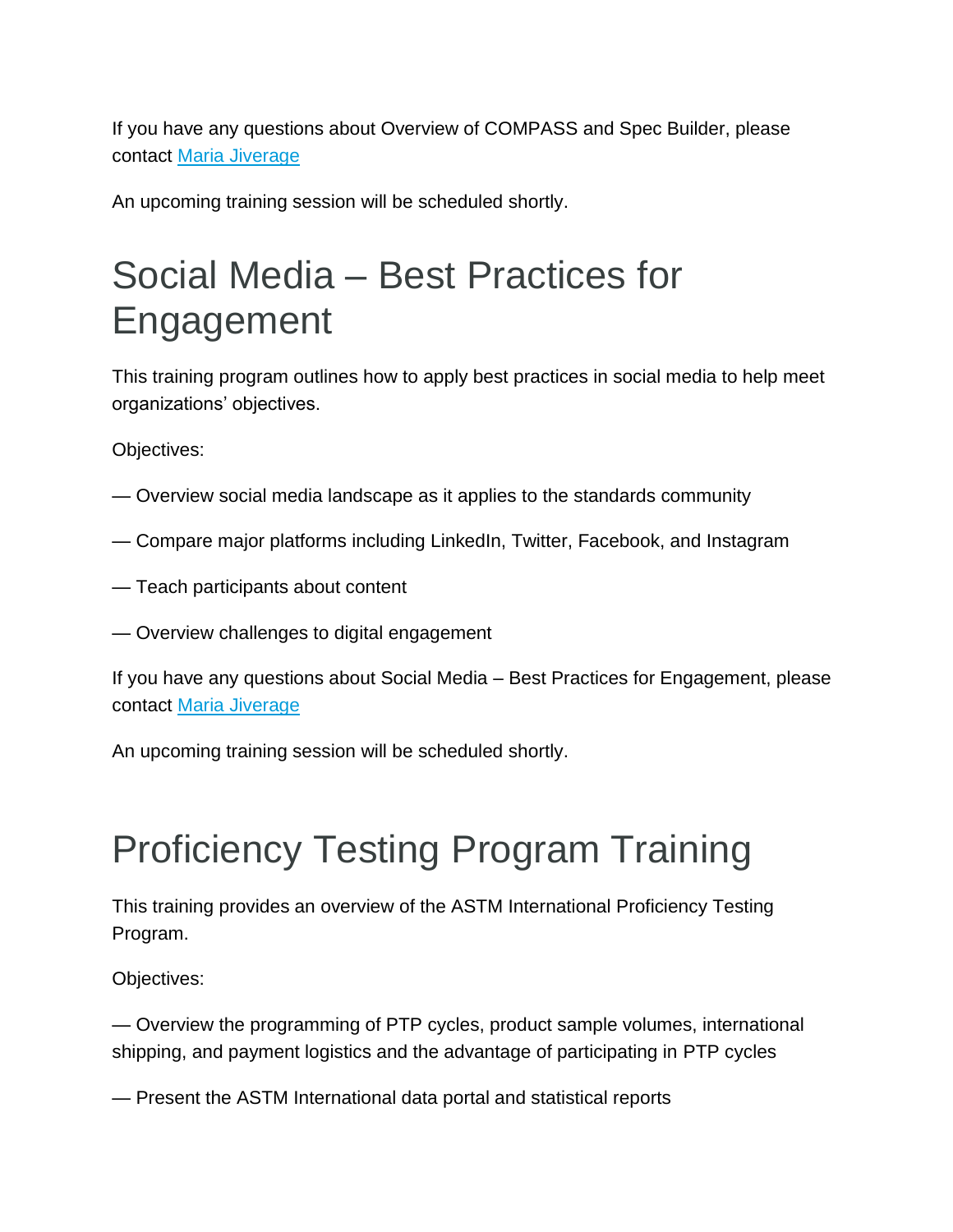If you have any questions about Overview of COMPASS and Spec Builder, please contact [Maria Jiverage]

An upcoming training session will be scheduled shortly.

# Social Media – Best Practices for Engagement

This training program outlines how to apply best practices in social media to help meet organizations' objectives.

Objectives:

— Overview social media landscape as it applies to the standards community

— Compare major platforms including LinkedIn, Twitter, Facebook, and Instagram

— Teach participants about content

— Overview challenges to digital engagement

If you have any questions about Social Media – Best Practices for Engagement, please contact [Maria Jiverage]

An upcoming training session will be scheduled shortly.

# Proficiency Testing Program Training

This training provides an overview of the ASTM International Proficiency Testing Program.

Objectives:

— Overview the programming of PTP cycles, product sample volumes, international shipping, and payment logistics and the advantage of participating in PTP cycles

— Present the ASTM International data portal and statistical reports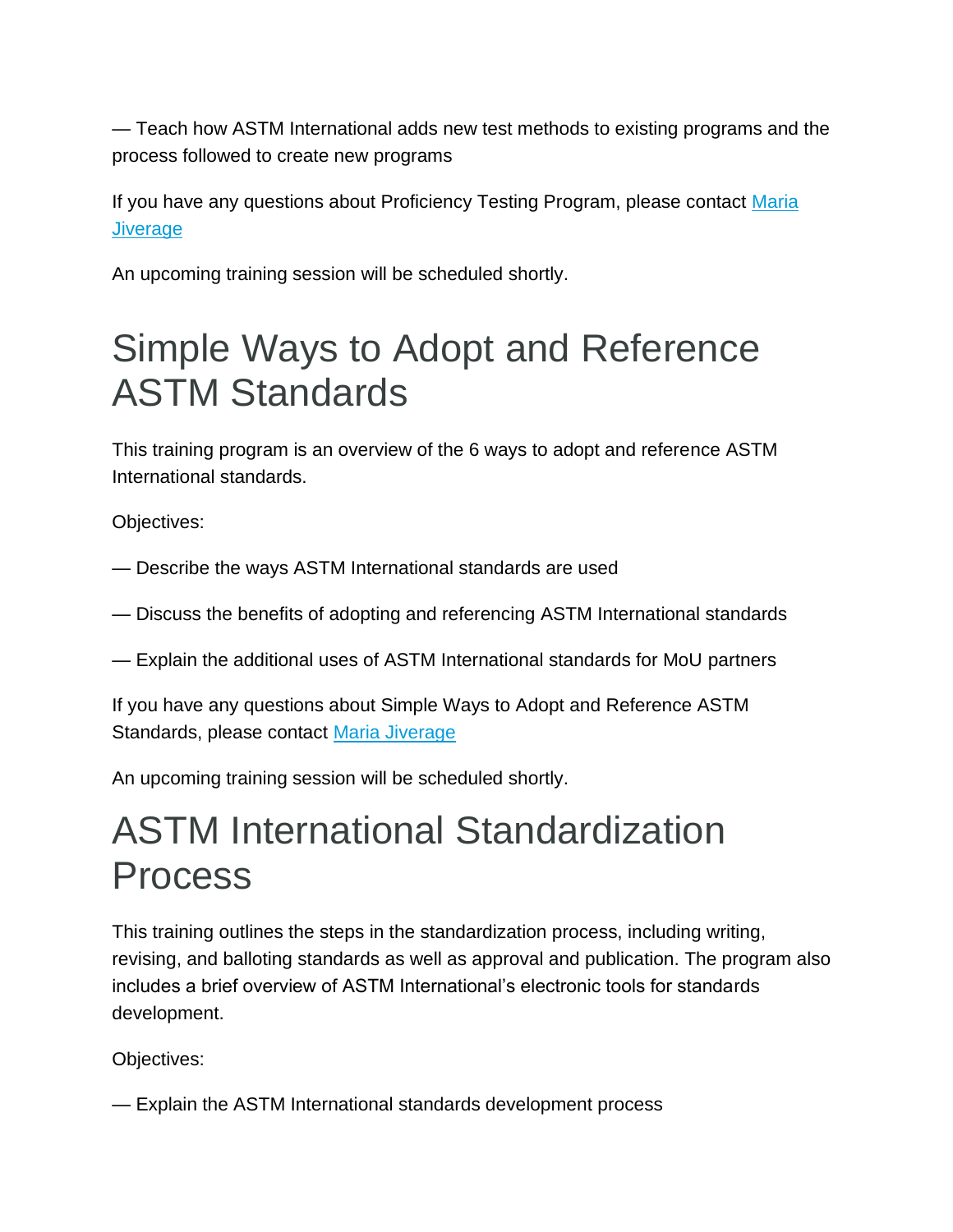— Teach how ASTM International adds new test methods to existing programs and the process followed to create new programs

If you have any questions about Proficiency Testing Program, please contact Maria Jiverage

An upcoming training session will be scheduled shortly.

# Simple Ways to Adopt and Reference ASTM Standards

This training program is an overview of the 6 ways to adopt and reference ASTM International standards.

Objectives:

— Describe the ways ASTM International standards are used

— Discuss the benefits of adopting and referencing ASTM International standards

— Explain the additional uses of ASTM International standards for MoU partners

If you have any questions about Simple Ways to Adopt and Reference ASTM Standards, please contact Maria Jiverage

An upcoming training session will be scheduled shortly.

# ASTM International Standardization Process

This training outlines the steps in the standardization process, including writing, revising, and balloting standards as well as approval and publication. The program also includes a brief overview of ASTM International's electronic tools for standards development.

Objectives:

— Explain the ASTM International standards development process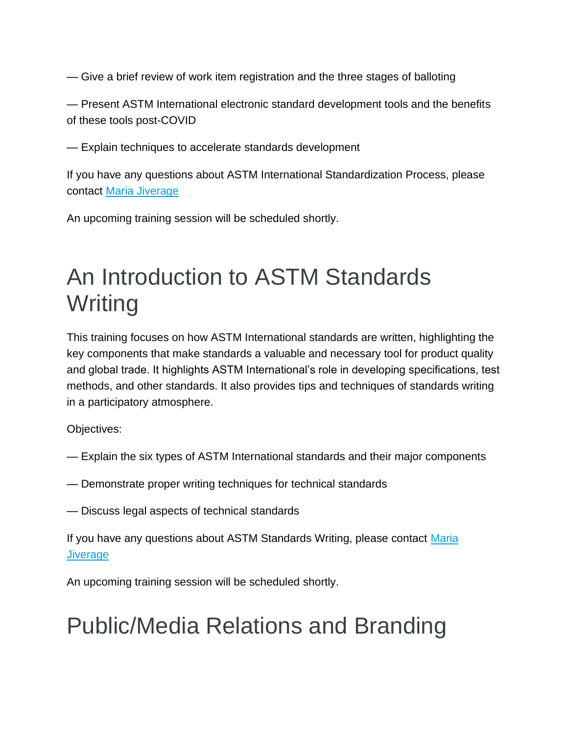— Give a brief review of work item registration and the three stages of balloting

— Present ASTM International electronic standard development tools and the benefits of these tools post-COVID

— Explain techniques to accelerate standards development

If you have any questions about ASTM International Standardization Process, please contact Maria Jiverage

An upcoming training session will be scheduled shortly.

# An Introduction to ASTM Standards Writing

This training focuses on how ASTM International standards are written, highlighting the key components that make standards a valuable and necessary tool for product quality and global trade. It highlights ASTM International's role in developing specifications, test methods, and other standards. It also provides tips and techniques of standards writing in a participatory atmosphere.

Objectives:

— Explain the six types of ASTM International standards and their major components

— Demonstrate proper writing techniques for technical standards

— Discuss legal aspects of technical standards

If you have any questions about ASTM Standards Writing, please contact Maria Jiverage

An upcoming training session will be scheduled shortly.

# Public/Media Relations and Branding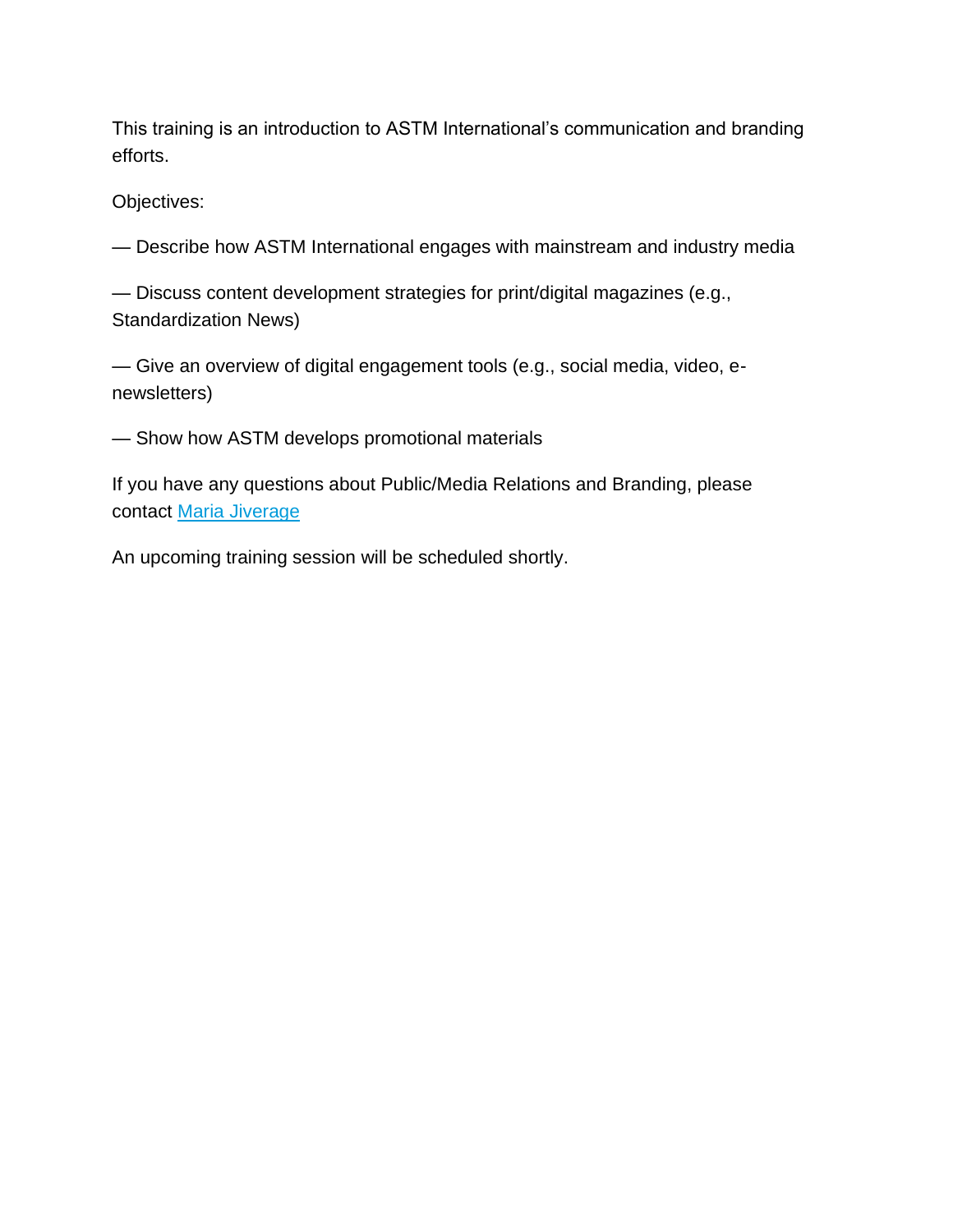This training is an introduction to ASTM International's communication and branding efforts.

Objectives:

— Describe how ASTM International engages with mainstream and industry media

— Discuss content development strategies for print/digital magazines (e.g., Standardization News)

— Give an overview of digital engagement tools (e.g., social media, video, e-newsletters)

— Show how ASTM develops promotional materials

If you have any questions about Public/Media Relations and Branding, please contact Maria Jiverage

An upcoming training session will be scheduled shortly.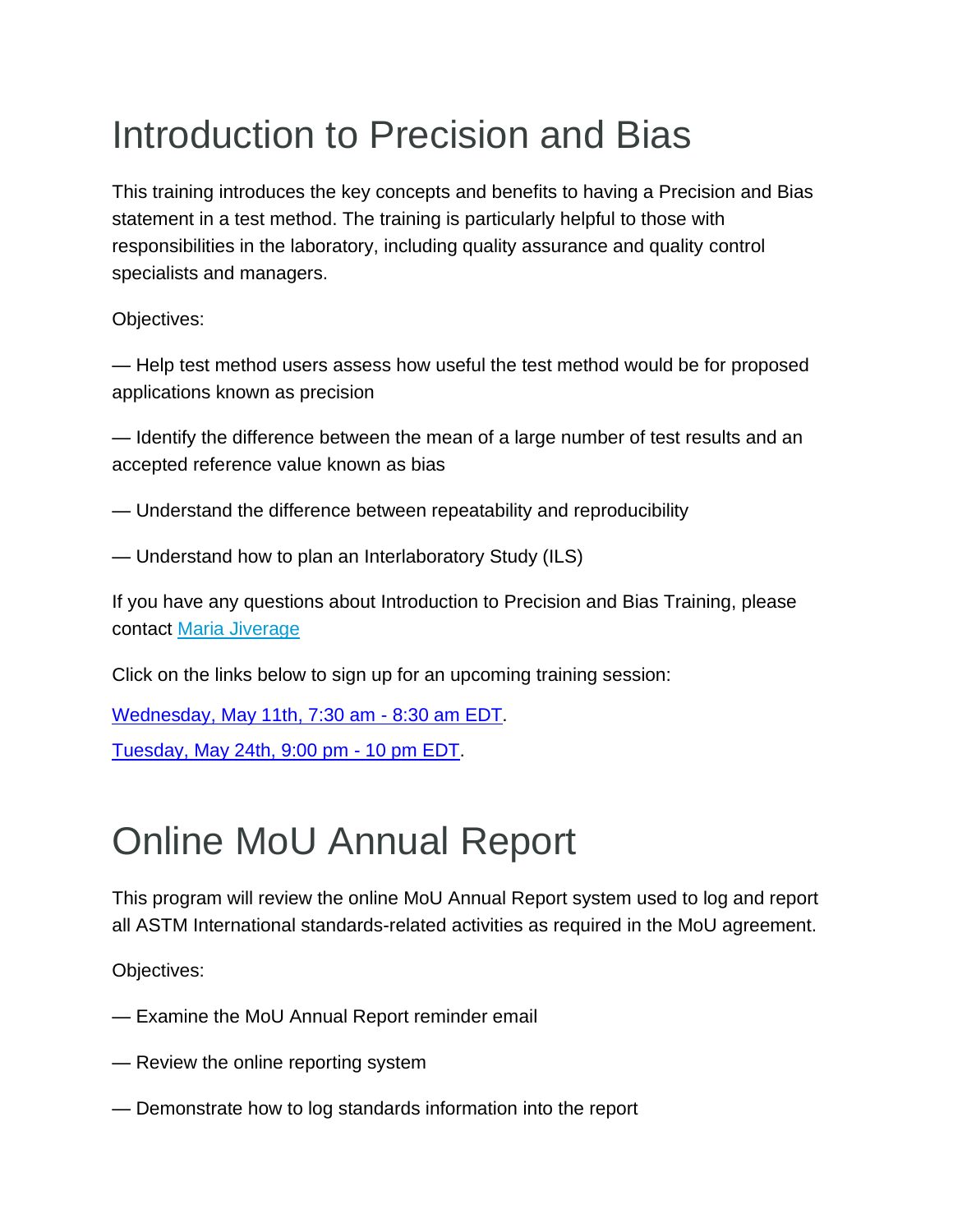# Introduction to Precision and Bias

This training introduces the key concepts and benefits to having a Precision and Bias statement in a test method. The training is particularly helpful to those with responsibilities in the laboratory, including quality assurance and quality control specialists and managers.

Objectives:

— Help test method users assess how useful the test method would be for proposed applications known as precision

— Identify the difference between the mean of a large number of test results and an accepted reference value known as bias

— Understand the difference between repeatability and reproducibility

— Understand how to plan an Interlaboratory Study (ILS)

If you have any questions about Introduction to Precision and Bias Training, please contact Maria Jiverage

Click on the links below to sign up for an upcoming training session:

Wednesday, May 11th, 7:30 am - 8:30 am EDT.

Tuesday, May 24th, 9:00 pm - 10 pm EDT.

# Online MoU Annual Report

This program will review the online MoU Annual Report system used to log and report all ASTM International standards-related activities as required in the MoU agreement.

Objectives:

— Examine the MoU Annual Report reminder email

— Review the online reporting system

— Demonstrate how to log standards information into the report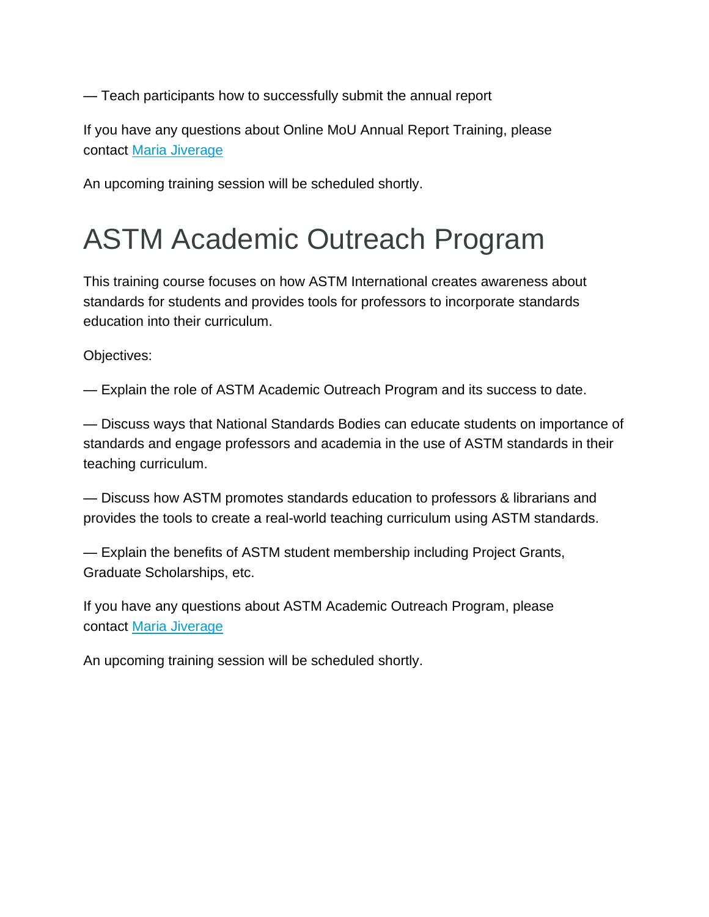— Teach participants how to successfully submit the annual report

If you have any questions about Online MoU Annual Report Training, please contact Maria Jiverage

An upcoming training session will be scheduled shortly.

# ASTM Academic Outreach Program

This training course focuses on how ASTM International creates awareness about standards for students and provides tools for professors to incorporate standards education into their curriculum.

Objectives:

— Explain the role of ASTM Academic Outreach Program and its success to date.

— Discuss ways that National Standards Bodies can educate students on importance of standards and engage professors and academia in the use of ASTM standards in their teaching curriculum.

— Discuss how ASTM promotes standards education to professors & librarians and provides the tools to create a real-world teaching curriculum using ASTM standards.

— Explain the benefits of ASTM student membership including Project Grants, Graduate Scholarships, etc.

If you have any questions about ASTM Academic Outreach Program, please contact Maria Jiverage

An upcoming training session will be scheduled shortly.